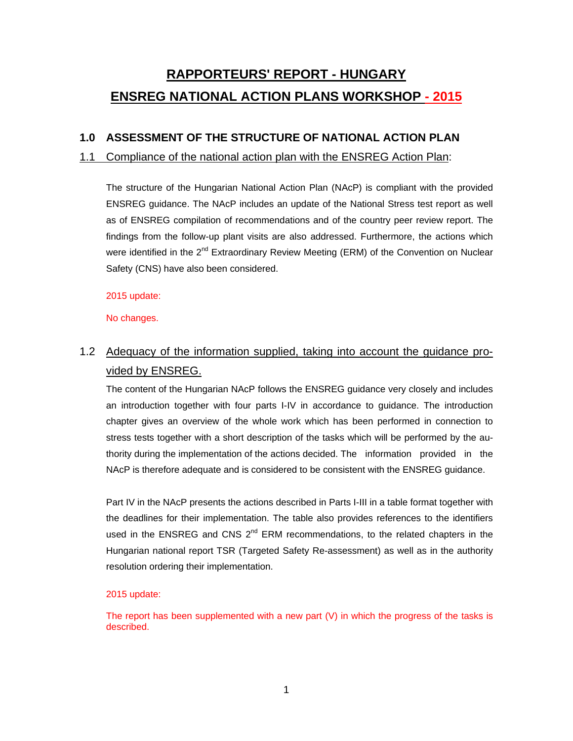# RAPPORTEURS' REPORT - HUNGARY

# ENSREG NATIONAL ACTION PLANS WORKSHOP - 2015

## 1.0 ASSESSMENT OF THE STRUCTURE OF NATIONAL ACTION PLAN

### 1.1 Compliance of the national action plan with the ENSREG Action Plan:

The structure of the Hungarian National Action Plan (NAcP) is compliant with the provided ENSREG guidance. The NAcP includes an update of the National Stress test report as well as of ENSREG compilation of recommendations and of the country peer review report. The findings from the follow-up plant visits are also addressed. Furthermore, the actions which were identified in the 2nd Extraordinary Review Meeting (ERM) of the Convention on Nuclear Safety (CNS) have also been considered.

2015 update:

No changes.

### 1.2 Adequacy of the information supplied, taking into account the guidance provided by ENSREG.

The content of the Hungarian NAcP follows the ENSREG guidance very closely and includes an introduction together with four parts I-IV in accordance to guidance. The introduction chapter gives an overview of the whole work which has been performed in connection to stress tests together with a short description of the tasks which will be performed by the authority during the implementation of the actions decided. The information provided in the NAcP is therefore adequate and is considered to be consistent with the ENSREG guidance.

Part IV in the NAcP presents the actions described in Parts I-III in a table format together with the deadlines for their implementation. The table also provides references to the identifiers used in the ENSREG and CNS 2nd ERM recommendations, to the related chapters in the Hungarian national report TSR (Targeted Safety Re-assessment) as well as in the authority resolution ordering their implementation.

2015 update:

The report has been supplemented with a new part (V) in which the progress of the tasks is described.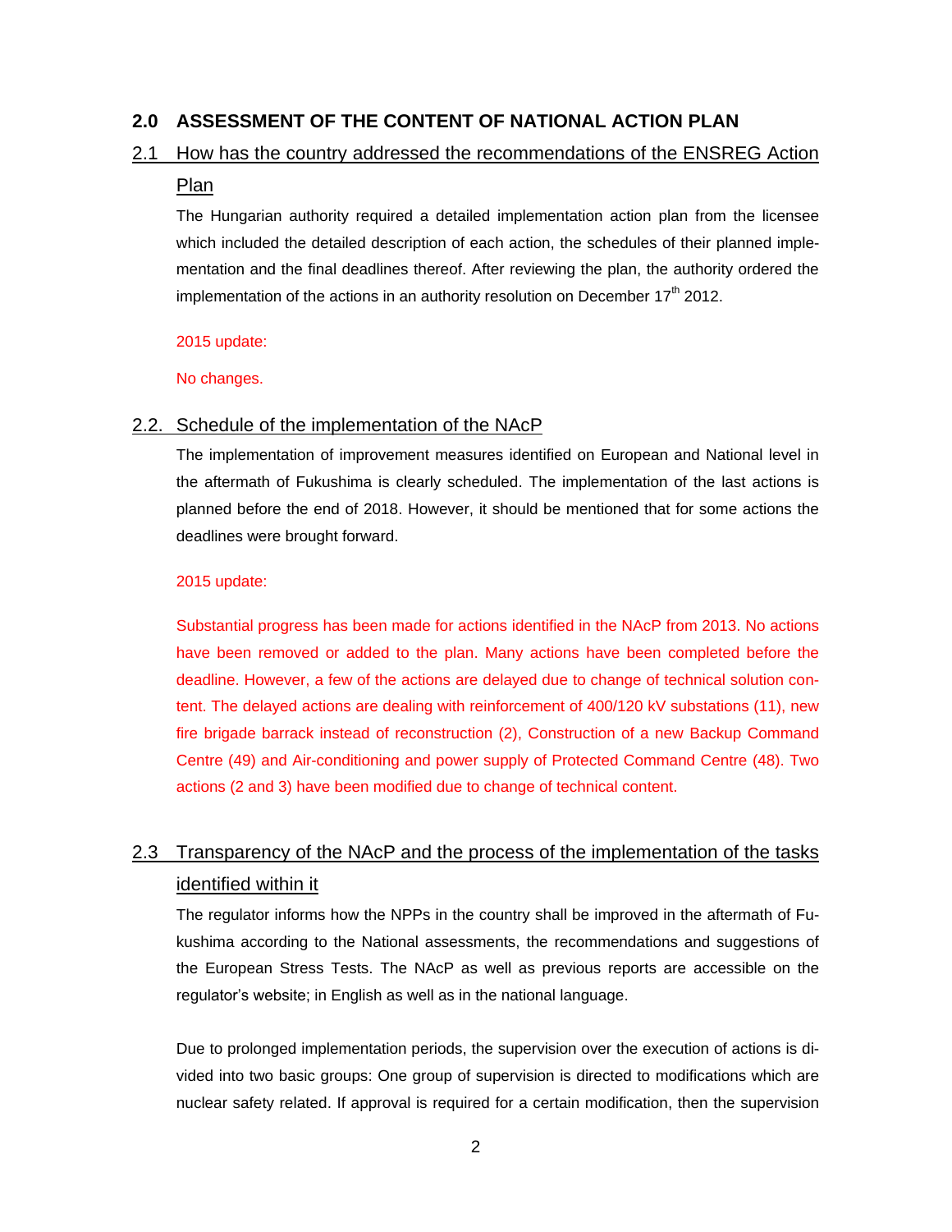## 2.0 ASSESSMENT OF THE CONTENT OF NATIONAL ACTION PLAN

### 2.1 How has the country addressed the recommendations of the ENSREG Action Plan

The Hungarian authority required a detailed implementation action plan from the licensee which included the detailed description of each action, the schedules of their planned implementation and the final deadlines thereof. After reviewing the plan, the authority ordered the implementation of the actions in an authority resolution on December 17th 2012.

2015 update:

No changes.

### 2.2. Schedule of the implementation of the NAcP

The implementation of improvement measures identified on European and National level in the aftermath of Fukushima is clearly scheduled. The implementation of the last actions is planned before the end of 2018. However, it should be mentioned that for some actions the deadlines were brought forward.

2015 update:

Substantial progress has been made for actions identified in the NAcP from 2013. No actions have been removed or added to the plan. Many actions have been completed before the deadline. However, a few of the actions are delayed due to change of technical solution content. The delayed actions are dealing with reinforcement of 400/120 kV substations (11), new fire brigade barrack instead of reconstruction (2), Construction of a new Backup Command Centre (49) and Air-conditioning and power supply of Protected Command Centre (48). Two actions (2 and 3) have been modified due to change of technical content.

### 2.3 Transparency of the NAcP and the process of the implementation of the tasks identified within it

The regulator informs how the NPPs in the country shall be improved in the aftermath of Fukushima according to the National assessments, the recommendations and suggestions of the European Stress Tests. The NAcP as well as previous reports are accessible on the regulator's website; in English as well as in the national language.

Due to prolonged implementation periods, the supervision over the execution of actions is divided into two basic groups: One group of supervision is directed to modifications which are nuclear safety related. If approval is required for a certain modification, then the supervision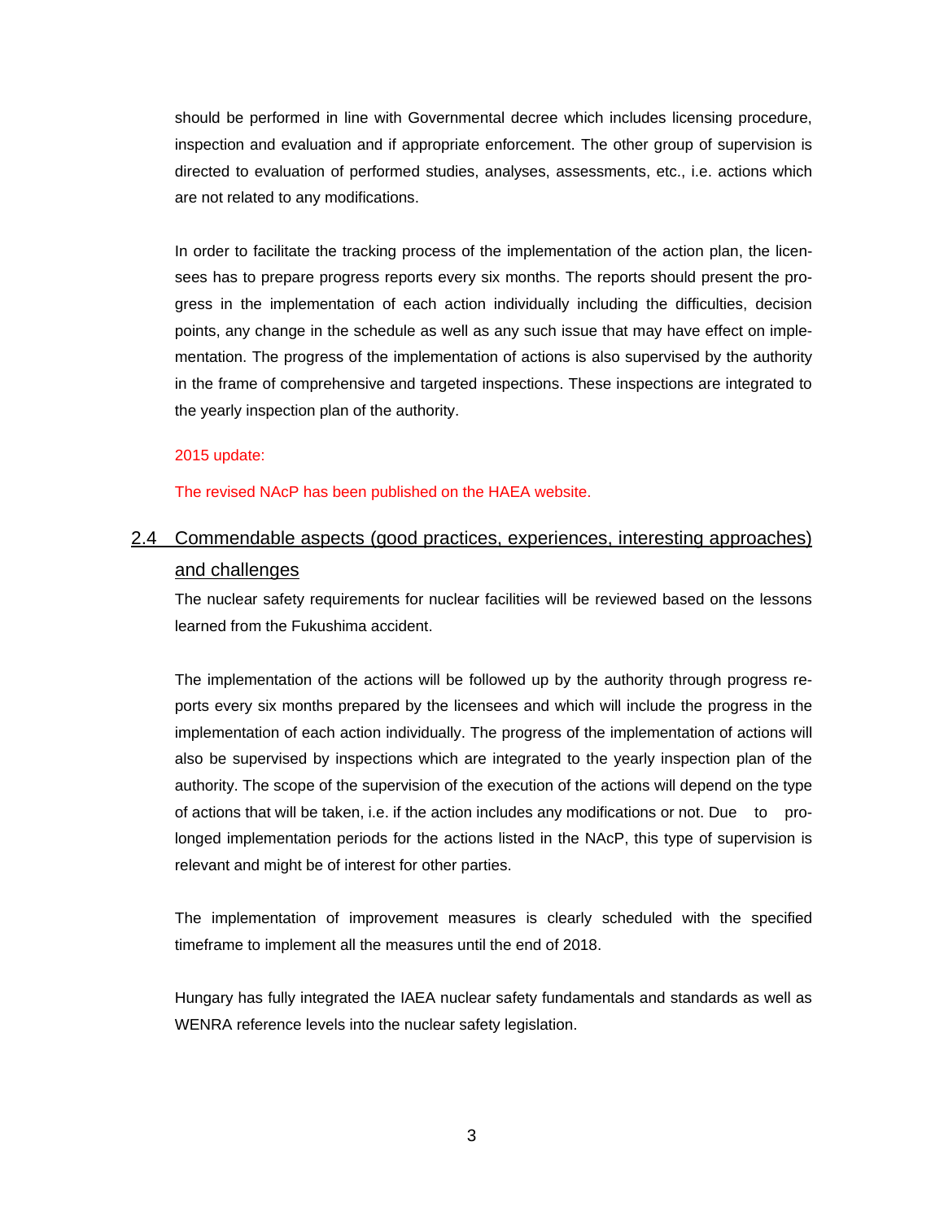should be performed in line with Governmental decree which includes licensing procedure, inspection and evaluation and if appropriate enforcement. The other group of supervision is directed to evaluation of performed studies, analyses, assessments, etc., i.e. actions which are not related to any modifications.

In order to facilitate the tracking process of the implementation of the action plan, the licensees has to prepare progress reports every six months. The reports should present the progress in the implementation of each action individually including the difficulties, decision points, any change in the schedule as well as any such issue that may have effect on implementation. The progress of the implementation of actions is also supervised by the authority in the frame of comprehensive and targeted inspections. These inspections are integrated to the yearly inspection plan of the authority.

2015 update:

The revised NAcP has been published on the HAEA website.

## 2.4 Commendable aspects (good practices, experiences, interesting approaches) and challenges

The nuclear safety requirements for nuclear facilities will be reviewed based on the lessons learned from the Fukushima accident.

The implementation of the actions will be followed up by the authority through progress reports every six months prepared by the licensees and which will include the progress in the implementation of each action individually. The progress of the implementation of actions will also be supervised by inspections which are integrated to the yearly inspection plan of the authority. The scope of the supervision of the execution of the actions will depend on the type of actions that will be taken, i.e. if the action includes any modifications or not. Due to prolonged implementation periods for the actions listed in the NAcP, this type of supervision is relevant and might be of interest for other parties.

The implementation of improvement measures is clearly scheduled with the specified timeframe to implement all the measures until the end of 2018.

Hungary has fully integrated the IAEA nuclear safety fundamentals and standards as well as WENRA reference levels into the nuclear safety legislation.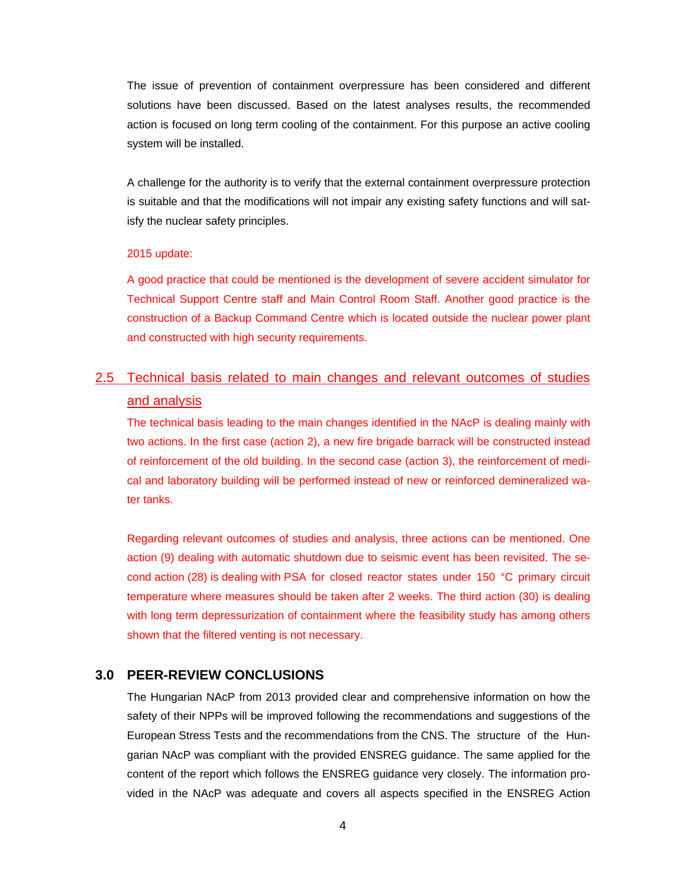The issue of prevention of containment overpressure has been considered and different solutions have been discussed. Based on the latest analyses results, the recommended action is focused on long term cooling of the containment. For this purpose an active cooling system will be installed.

A challenge for the authority is to verify that the external containment overpressure protection is suitable and that the modifications will not impair any existing safety functions and will satisfy the nuclear safety principles.

2015 update:

A good practice that could be mentioned is the development of severe accident simulator for Technical Support Centre staff and Main Control Room Staff. Another good practice is the construction of a Backup Command Centre which is located outside the nuclear power plant and constructed with high security requirements.

## 2.5 Technical basis related to main changes and relevant outcomes of studies and analysis

The technical basis leading to the main changes identified in the NAcP is dealing mainly with two actions. In the first case (action 2), a new fire brigade barrack will be constructed instead of reinforcement of the old building. In the second case (action 3), the reinforcement of medical and laboratory building will be performed instead of new or reinforced demineralized water tanks.

Regarding relevant outcomes of studies and analysis, three actions can be mentioned. One action (9) dealing with automatic shutdown due to seismic event has been revisited. The second action (28) is dealing with PSA for closed reactor states under 150 °C primary circuit temperature where measures should be taken after 2 weeks. The third action (30) is dealing with long term depressurization of containment where the feasibility study has among others shown that the filtered venting is not necessary.

# 3.0 PEER-REVIEW CONCLUSIONS

The Hungarian NAcP from 2013 provided clear and comprehensive information on how the safety of their NPPs will be improved following the recommendations and suggestions of the European Stress Tests and the recommendations from the CNS. The structure of the Hungarian NAcP was compliant with the provided ENSREG guidance. The same applied for the content of the report which follows the ENSREG guidance very closely. The information provided in the NAcP was adequate and covers all aspects specified in the ENSREG Action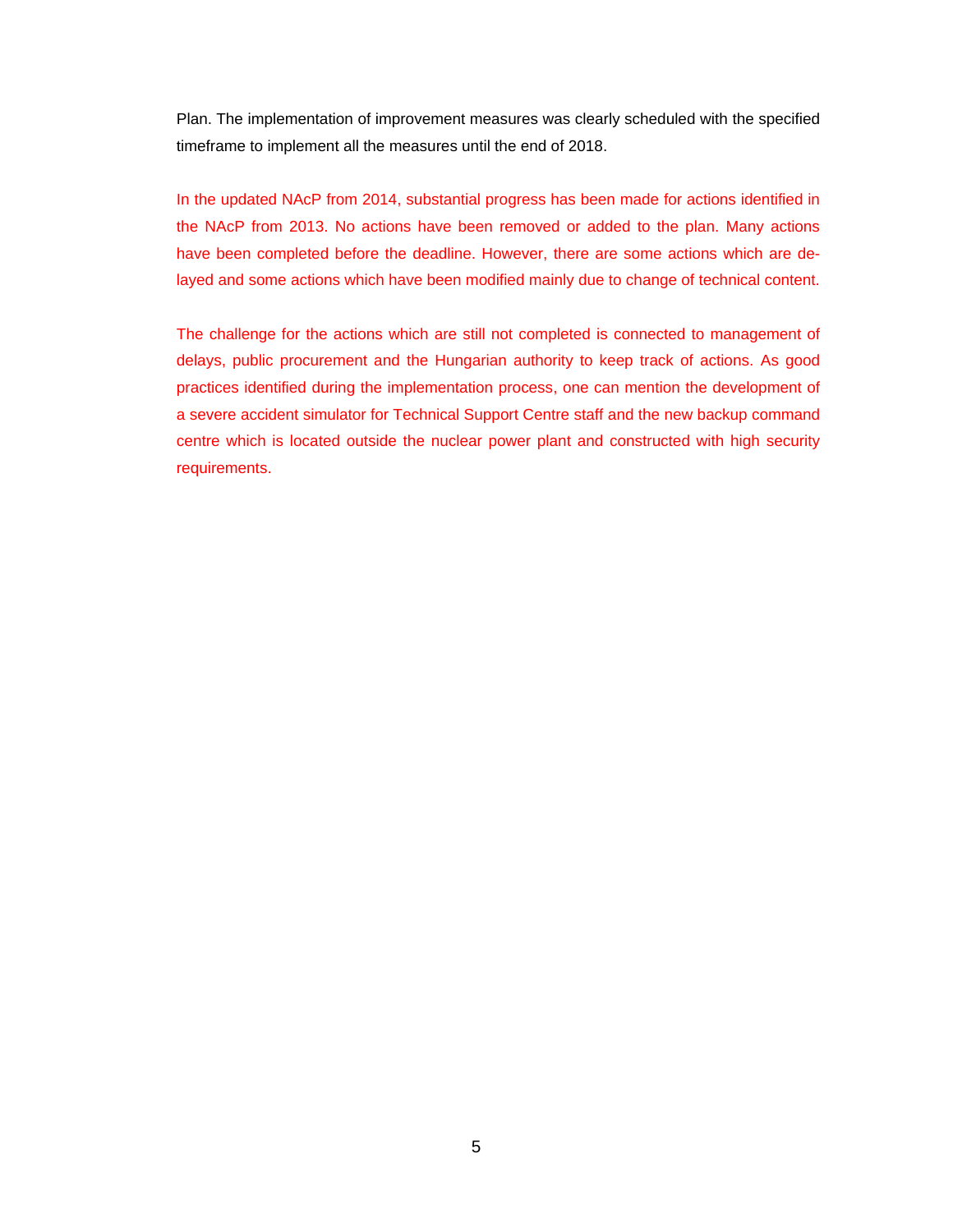Plan. The implementation of improvement measures was clearly scheduled with the specified timeframe to implement all the measures until the end of 2018.

In the updated NAcP from 2014, substantial progress has been made for actions identified in the NAcP from 2013. No actions have been removed or added to the plan. Many actions have been completed before the deadline. However, there are some actions which are delayed and some actions which have been modified mainly due to change of technical content.

The challenge for the actions which are still not completed is connected to management of delays, public procurement and the Hungarian authority to keep track of actions. As good practices identified during the implementation process, one can mention the development of a severe accident simulator for Technical Support Centre staff and the new backup command centre which is located outside the nuclear power plant and constructed with high security requirements.